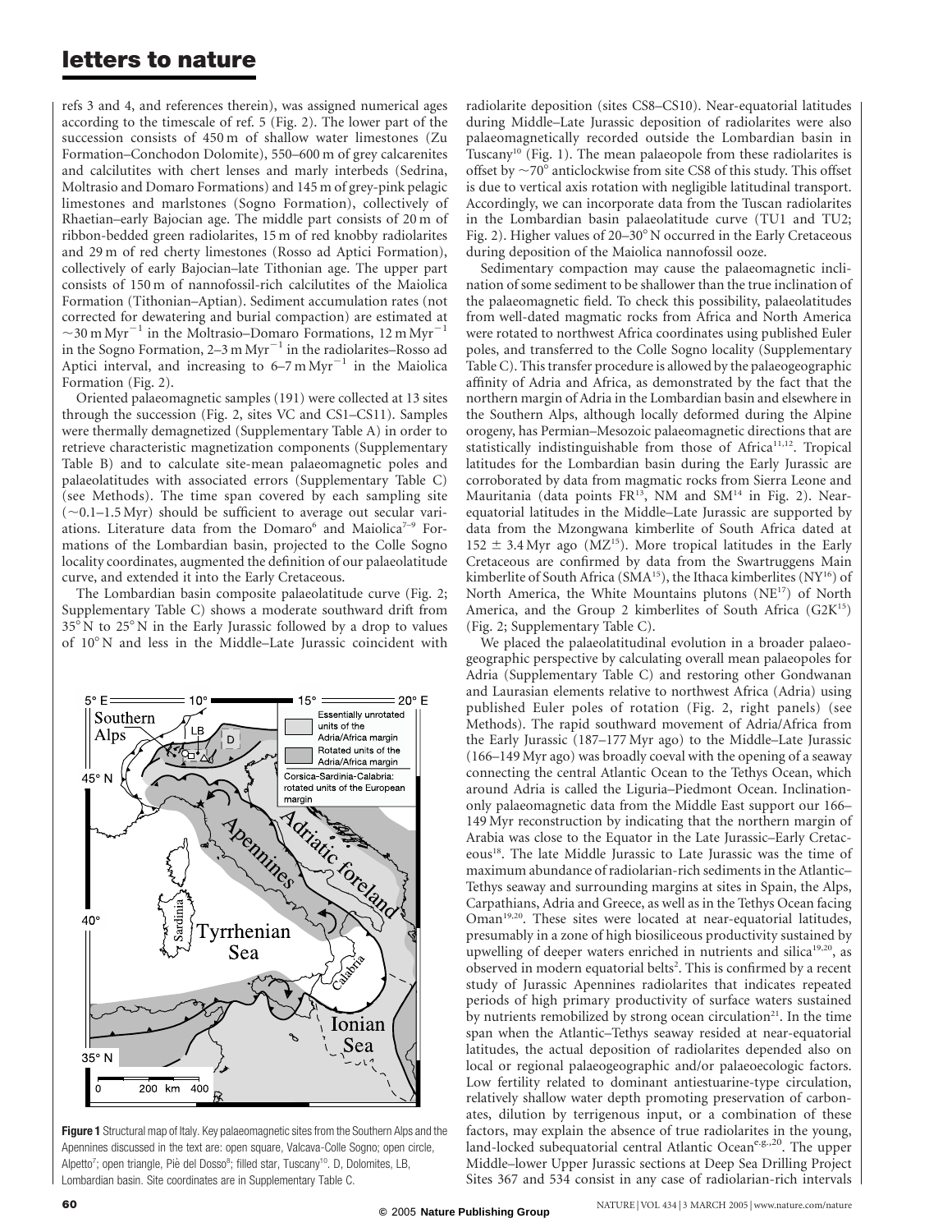refs 3 and 4, and references therein), was assigned numerical ages according to the timescale of ref. 5 (Fig. 2). The lower part of the succession consists of 450 m of shallow water limestones (Zu Formation–Conchodon Dolomite), 550–600 m of grey calcarenites and calcilutites with chert lenses and marly interbeds (Sedrina, Moltrasio and Domaro Formations) and 145 m of grey-pink pelagic limestones and marlstones (Sogno Formation), collectively of Rhaetian–early Bajocian age. The middle part consists of 20 m of ribbon-bedded green radiolarites, 15 m of red knobby radiolarites and 29 m of red cherty limestones (Rosso ad Aptici Formation), collectively of early Bajocian–late Tithonian age. The upper part consists of 150 m of nannofossil-rich calcilutites of the Maiolica Formation (Tithonian–Aptian). Sediment accumulation rates (not corrected for dewatering and burial compaction) are estimated at $\sim$30 m Myr$^{-1}$ in the Moltrasio–Domaro Formations, 12 m Myr$^{-1}$ in the Sogno Formation, 2–3 m Myr$^{-1}$ in the radiolarites–Rosso ad Aptici interval, and increasing to 6–7 m Myr$^{-1}$ in the Maiolica Formation (Fig. 2).

Oriented palaeomagnetic samples (191) were collected at 13 sites through the succession (Fig. 2, sites VC and CS1–CS11). Samples were thermally demagnetized (Supplementary Table A) in order to retrieve characteristic magnetization components (Supplementary Table B) and to calculate site-mean palaeomagnetic poles and palaeolatitudes with associated errors (Supplementary Table C) (see Methods). The time span covered by each sampling site ($\sim$0.1–1.5 Myr) should be sufficient to average out secular variations. Literature data from the Domaro[6] and Maiolica[7–9] Formations of the Lombardian basin, projected to the Colle Sogno locality coordinates, augmented the definition of our palaeolatitude curve, and extended it into the Early Cretaceous.

The Lombardian basin composite palaeolatitude curve (Fig. 2; Supplementary Table C) shows a moderate southward drift from 35° N to 25° N in the Early Jurassic followed by a drop to values of 10° N and less in the Middle–Late Jurassic coincident with radiolarite deposition (sites CS8–CS10). Near-equatorial latitudes during Middle–Late Jurassic deposition of radiolarites were also palaeomagnetically recorded outside the Lombardian basin in Tuscany[10] (Fig. 1). The mean palaeopole from these radiolarites is offset by $\sim$70° anticlockwise from site CS8 of this study. This offset is due to vertical axis rotation with negligible latitudinal transport. Accordingly, we can incorporate data from the Tuscan radiolarites in the Lombardian basin palaeolatitude curve (TU1 and TU2; Fig. 2). Higher values of 20–30° N occurred in the Early Cretaceous during deposition of the Maiolica nannofossil ooze.

Sedimentary compaction may cause the palaeomagnetic inclination of some sediment to be shallower than the true inclination of the palaeomagnetic field. To check this possibility, palaeolatitudes from well-dated magmatic rocks from Africa and North America were rotated to northwest Africa coordinates using published Euler poles, and transferred to the Colle Sogno locality (Supplementary Table C). This transfer procedure is allowed by the palaeogeographic affinity of Adria and Africa, as demonstrated by the fact that the northern margin of Adria in the Lombardian basin and elsewhere in the Southern Alps, although locally deformed during the Alpine orogeny, has Permian–Mesozoic palaeomagnetic directions that are statistically indistinguishable from those of Africa[11,12]. Tropical latitudes for the Lombardian basin during the Early Jurassic are corroborated by data from magmatic rocks from Sierra Leone and Mauritania (data points FR[13], NM and SM[14] in Fig. 2). Near-equatorial latitudes in the Middle–Late Jurassic are supported by data from the Mzongwana kimberlite of South Africa dated at 152 ± 3.4 Myr ago (MZ[15]). More tropical latitudes in the Early Cretaceous are confirmed by data from the Swartruggens Main kimberlite of South Africa (SMA[15]), the Ithaca kimberlites (NY[16]) of North America, the White Mountains plutons (NE[17]) of North America, and the Group 2 kimberlites of South Africa (G2K[15]) (Fig. 2; Supplementary Table C).

We placed the palaeolatitudinal evolution in a broader palaeogeographic perspective by calculating overall mean palaeopoles for Adria (Supplementary Table C) and restoring other Gondwanan and Laurasian elements relative to northwest Africa (Adria) using published Euler poles of rotation (Fig. 2, right panels) (see Methods). The rapid southward movement of Adria/Africa from the Early Jurassic (187–177 Myr ago) to the Middle–Late Jurassic (166–149 Myr ago) was broadly coeval with the opening of a seaway connecting the central Atlantic Ocean to the Tethys Ocean, which around Adria is called the Liguria–Piedmont Ocean. Inclination-only palaeomagnetic data from the Middle East support our 166–149 Myr reconstruction by indicating that the northern margin of Arabia was close to the Equator in the Late Jurassic–Early Cretaceous[18]. The late Middle Jurassic to Late Jurassic was the time of maximum abundance of radiolarian-rich sediments in the Atlantic–Tethys seaway and surrounding margins at sites in Spain, the Alps, Carpathians, Adria and Greece, as well as in the Tethys Ocean facing Oman[19,20]. These sites were located at near-equatorial latitudes, presumably in a zone of high biosiliceous productivity sustained by upwelling of deeper waters enriched in nutrients and silica[19,20], as observed in modern equatorial belts[2]. This is confirmed by a recent study of Jurassic Apennines radiolarites that indicates repeated periods of high primary productivity of surface waters sustained by nutrients remobilized by strong ocean circulation[21]. In the time span when the Atlantic–Tethys seaway resided at near-equatorial latitudes, the actual deposition of radiolarites depended also on local or regional palaeogeographic and/or palaeoecologic factors. Low fertility related to dominant antiestuarine-type circulation, relatively shallow water depth promoting preservation of carbonates, dilution by terrigenous input, or a combination of these factors, may explain the absence of true radiolarites in the young, land-locked subequatorial central Atlantic Ocean[e.g.,20]. The upper Middle–lower Upper Jurassic sections at Deep Sea Drilling Project Sites 367 and 534 consist in any case of radiolarian-rich intervals

**Figure 1** Structural map of Italy. Key palaeomagnetic sites from the Southern Alps and the Apennines discussed in the text are: open square, Valcava-Colle Sogno; open circle, Alpetto[7]; open triangle, Piè del Dosso[8]; filled star, Tuscany[10]. D, Dolomites, LB, Lombardian basin. Site coordinates are in Supplementary Table C.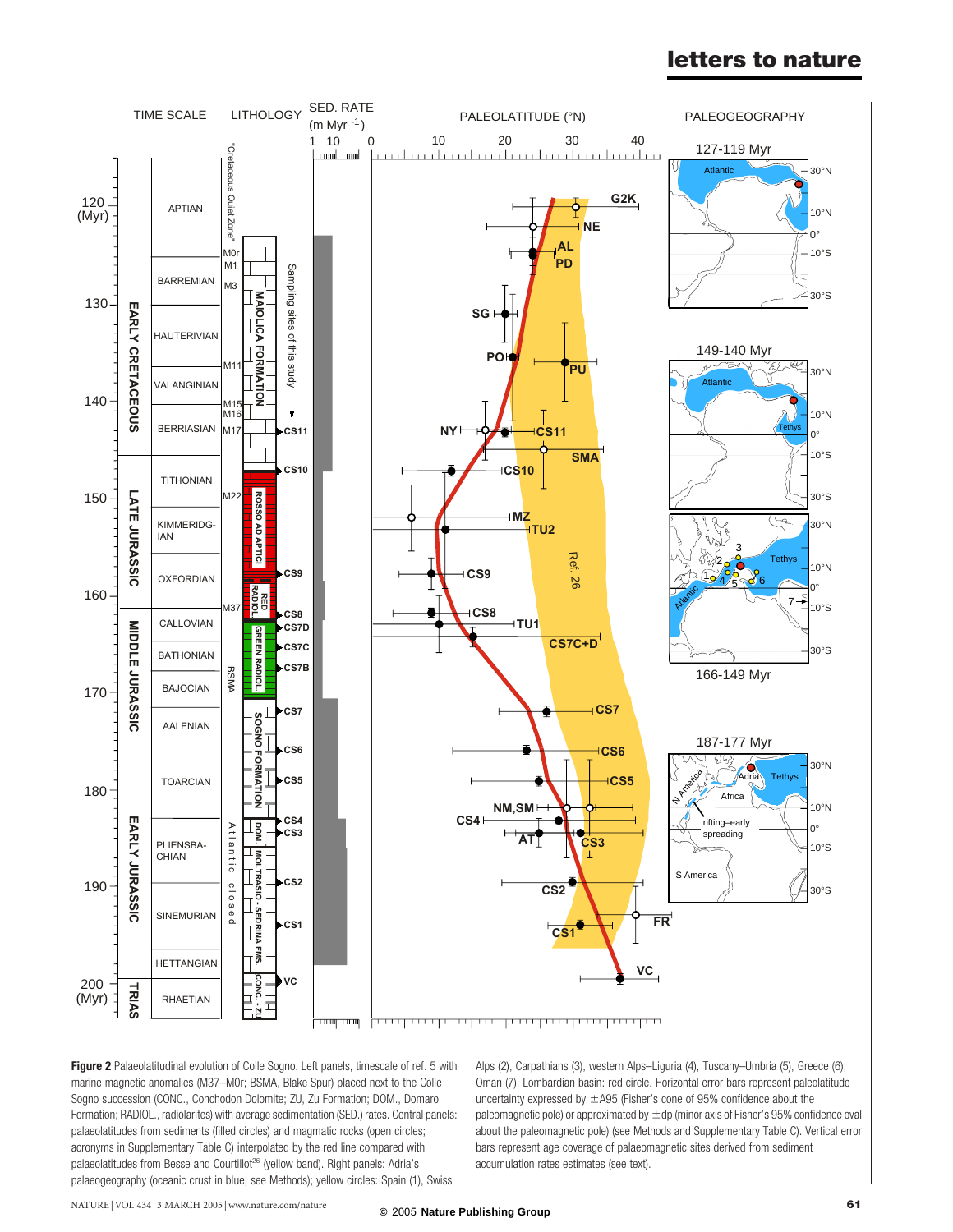**Figure 2** Palaeolatitudinal evolution of Colle Sogno. Left panels, timescale of ref. 5 with marine magnetic anomalies (M37–M0r; BSMA, Blake Spur) placed next to the Colle Sogno succession (CONC., Conchodon Dolomite; ZU, Zu Formation; DOM., Domaro Formation; RADIOL., radiolarites) with average sedimentation (SED.) rates. Central panels: palaeolatitudes from sediments (filled circles) and magmatic rocks (open circles; acronyms in Supplementary Table C) interpolated by the red line compared with palaeolatitudes from Besse and Courtillot[26] (yellow band). Right panels: Adria's palaeogeography (oceanic crust in blue; see Methods); yellow circles: Spain (1), Swiss Alps (2), Carpathians (3), western Alps–Liguria (4), Tuscany–Umbria (5), Greece (6), Oman (7); Lombardian basin: red circle. Horizontal error bars represent palaeolatitude uncertainty expressed by $\pm A95$ (Fisher's cone of 95% confidence about the paleomagnetic pole) or approximated by $\pm dp$ (minor axis of Fisher's 95% confidence oval about the paleomagnetic pole) (see Methods and Supplementary Table C). Vertical error bars represent age coverage of palaeomagnetic sites derived from sediment accumulation rates estimates (see text).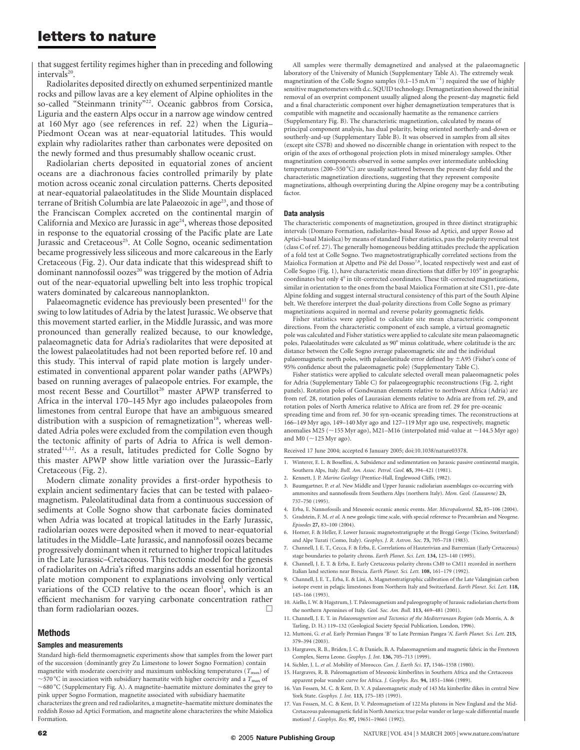that suggest fertility regimes higher than in preceding and following intervals[20].

Radiolarites deposited directly on exhumed serpentinized mantle rocks and pillow lavas are a key element of Alpine ophiolites in the so-called "Steinmann trinity"[22]. Oceanic gabbros from Corsica, Liguria and the eastern Alps occur in a narrow age window centred at 160 Myr ago (see references in ref. 22) when the Liguria–Piedmont Ocean was at near-equatorial latitudes. This would explain why radiolarites rather than carbonates were deposited on the newly formed and thus presumably shallow oceanic crust.

Radiolarian cherts deposited in equatorial zones of ancient oceans are a diachronous facies controlled primarily by plate motion across oceanic zonal circulation patterns. Cherts deposited at near-equatorial palaeolatitudes in the Slide Mountain displaced terrane of British Columbia are late Palaeozoic in age[23], and those of the Franciscan Complex accreted on the continental margin of California and Mexico are Jurassic in age[24], whereas those deposited in response to the equatorial crossing of the Pacific plate are Late Jurassic and Cretaceous[25]. At Colle Sogno, oceanic sedimentation became progressively less siliceous and more calcareous in the Early Cretaceous (Fig. 2). Our data indicate that this widespread shift to dominant nannofossil oozes[20] was triggered by the motion of Adria out of the near-equatorial upwelling belt into less trophic tropical waters dominated by calcareous nannoplankton.

Palaeomagnetic evidence has previously been presented[11] for the swing to low latitudes of Adria by the latest Jurassic. We observe that this movement started earlier, in the Middle Jurassic, and was more pronounced than generally realized because, to our knowledge, palaeomagnetic data for Adria's radiolarites that were deposited at the lowest palaeolatitudes had not been reported before ref. 10 and this study. This interval of rapid plate motion is largely underestimated in conventional apparent polar wander paths (APWPs) based on running averages of palaeopole entries. For example, the most recent Besse and Courtillot[26] master APWP transferred to Africa in the interval 170–145 Myr ago includes palaeopoles from limestones from central Europe that have an ambiguous smeared distribution with a suspicion of remagnetization[18], whereas well-dated Adria poles were excluded from the compilation even though the tectonic affinity of parts of Adria to Africa is well demonstrated[11,12]. As a result, latitudes predicted for Colle Sogno by this master APWP show little variation over the Jurassic–Early Cretaceous (Fig. 2).

Modern climate zonality provides a first-order hypothesis to explain ancient sedimentary facies that can be tested with palaeomagnetism. Paleolatitudinal data from a continuous succession of sediments at Colle Sogno show that carbonate facies dominated when Adria was located at tropical latitudes in the Early Jurassic, radiolarian oozes were deposited when it moved to near-equatorial latitudes in the Middle–Late Jurassic, and nannofossil oozes became progressively dominant when it returned to higher tropical latitudes in the Late Jurassic–Cretaceous. This tectonic model for the genesis of radiolarites on Adria's rifted margins adds an essential horizontal plate motion component to explanations involving only vertical variations of the CCD relative to the ocean floor[1], which is an efficient mechanism for varying carbonate concentration rather than form radiolarian oozes. □

## Methods

### Samples and measurements

Standard high-field thermomagnetic experiments show that samples from the lower part of the succession (dominantly grey Zu Limestone to lower Sogno Formation) contain magnetite with moderate coercivity and maximum unblocking temperatures ($T_{max}$) of ~570 °C in association with subsidiary haematite with higher coercivity and a $T_{max}$ of ~680 °C (Supplementary Fig. A). A magnetite–haematite mixture dominates the grey to pink upper Sogno Formation, magnetite associated with subsidiary haematite characterizes the green and red radiolarites, a magnetite–haematite mixture dominates the reddish Rosso ad Aptici Formation, and magnetite alone characterizes the white Maiolica Formation.

All samples were thermally demagnetized and analysed at the palaeomagnetic laboratory of the University of Munich (Supplementary Table A). The extremely weak magnetization of the Colle Sogno samples (0.1–15 mA m$^{-1}$) required the use of highly sensitive magnetometers with d.c. SQUID technology. Demagnetization showed the initial removal of an overprint component usually aligned along the present-day magnetic field and a final characteristic component over higher demagnetization temperatures that is compatible with magnetite and occasionally haematite as the remanence carriers (Supplementary Fig. B). The characteristic magnetization, calculated by means of principal component analysis, has dual polarity, being oriented northerly-and-down or southerly-and-up (Supplementary Table B). It was observed in samples from all sites (except site CS7B) and showed no discernible change in orientation with respect to the origin of the axes of orthogonal projection plots in mixed mineralogy samples. Other magnetization components observed in some samples over intermediate unblocking temperatures (200–550 °C) are usually scattered between the present-day field and the characteristic magnetization directions, suggesting that they represent composite magnetizations, although overprinting during the Alpine orogeny may be a contributing factor.

### Data analysis

The characteristic components of magnetization, grouped in three distinct stratigraphic intervals (Domaro Formation, radiolarites–basal Rosso ad Aptici, and upper Rosso ad Aptici–basal Maiolica) by means of standard Fisher statistics, pass the polarity reversal test (class C of ref. 27). The generally homogeneous bedding attitudes preclude the application of a fold test at Colle Sogno. Two magnetostratigraphically correlated sections from the Maiolica Formation at Alpetto and Piè del Dosso[7,8], located respectively west and east of Colle Sogno (Fig. 1), have characteristic mean directions that differ by 105° in geographic coordinates but only 4° in tilt-corrected coordinates. These tilt-corrected magnetizations, similar in orientation to the ones from the basal Maiolica Formation at site CS11, pre-date Alpine folding and suggest internal structural consistency of this part of the South Alpine belt. We therefore interpret the dual-polarity directions from Colle Sogno as primary magnetizations acquired in normal and reverse polarity geomagnetic fields.

Fisher statistics were applied to calculate site mean characteristic component directions. From the characteristic component of each sample, a virtual geomagnetic pole was calculated and Fisher statistics were applied to calculate site mean palaeomagnetic poles. Palaeolatitudes were calculated as 90° minus colatitude, where colatitude is the arc distance between the Colle Sogno average palaeomagnetic site and the individual palaeomagnetic north poles, with palaeolatitude error defined by ±A95 (Fisher's cone of 95% confidence about the palaeomagnetic pole) (Supplementary Table C).

Fisher statistics were applied to calculate selected overall mean palaeomagnetic poles for Adria (Supplementary Table C) for palaeogeographic reconstructions (Fig. 2, right panels). Rotation poles of Gondwanan elements relative to northwest Africa (Adria) are from ref. 28, rotation poles of Laurasian elements relative to Adria are from ref. 29, and rotation poles of North America relative to Africa are from ref. 29 for pre-oceanic spreading time and from ref. 30 for syn-oceanic spreading times. The reconstructions at 166–149 Myr ago, 149–140 Myr ago and 127–119 Myr ago use, respectively, magnetic anomalies M25 (~155 Myr ago), M21–M16 (interpolated mid-value at ~144.5 Myr ago) and M0 (~125 Myr ago).

Received 17 June 2004; accepted 6 January 2005; doi:10.1038/nature03378.

1. Winterer, E. L. & Bosellini, A. Subsidence and sedimentation on Jurassic passive continental margin, Southern Alps, Italy. *Bull. Am. Assoc. Petrol. Geol.* **65,** 394–421 (1981).
2. Kennett, J. P. *Marine Geology* (Prentice-Hall, Englewood Cliffs, 1982).
3. Baumgartner, P. *et al.* New Middle and Upper Jurassic radiolarian assemblages co-occurring with ammonites and nannofossils from Southern Alps (northern Italy). *Mem. Geol. (Lausanne)* **23,** 737–750 (1995).
4. Erba, E. Nannofossils and Mesozoic oceanic anoxic events. *Mar. Micropaleontol.* **52,** 85–106 (2004).
5. Gradstein, F. M. *et al.* A new geologic time scale, with special reference to Precambrian and Neogene. *Episodes* **27,** 83–100 (2004).
6. Horner, F. & Heller, F. Lower Jurassic magnetostratigraphy at the Breggi Gorge (Ticino, Switzerland) and Alpe Turati (Como, Italy). *Geophys. J. R. Astron. Soc.* **73,** 705–718 (1983).
7. Channell, J. E. T., Cecca, F. & Erba, E. Correlations of Hauterivian and Barremian (Early Cretaceous) stage boundaries to polarity chrons. *Earth Planet. Sci. Lett.* **134,** 125–140 (1995).
8. Channell, J. E. T. & Erba, E. Early Cretaceous polarity chrons CM0 to CM11 recorded in northern Italian land sections near Brescia. *Earth Planet. Sci. Lett.* **108,** 161–179 (1992).
9. Channell, J. E. T., Erba, E. & Lini, A. Magnetostratigraphic calibration of the Late Valanginian carbon isotope event in pelagic limestones from Northern Italy and Switzerland. *Earth Planet. Sci. Lett.* **118,** 145–166 (1993).
10. Aiello, I. W. & Hagstrum, J. T. Paleomagnetism and paleogeography of Jurassic radiolarian cherts from the northern Apennines of Italy. *Geol. Soc. Am. Bull.* **113,** 469–481 (2001).
11. Channell, J. E. T. in *Palaeomagnetism and Tectonics of the Mediterranean Region* (eds Morris, A. & Tarling, D. H.) 119–132 (Geological Society Special Publication, London, 1996).
12. Muttoni, G. *et al.* Early Permian Pangea 'B' to Late Permian Pangea 'A'. *Earth Planet. Sci. Lett.* **215,** 379–394 (2003).
13. Hargraves, R. B., Briden, J. C. & Daniels, B. A. Palaeomagnetism and magnetic fabric in the Freetown Complex, Sierra Leone. *Geophys. J. Int.* **136,** 705–713 (1999).
14. Sichler, J. L. *et al.* Mobility of Morocco. *Can. J. Earth Sci.* **17,** 1546–1558 (1980).
15. Hargraves, R. B. Palaeomagnetism of Mesozoic kimberlites in Southern Africa and the Cretaceous apparent polar wander curve for Africa. *J. Geophys. Res.* **94,** 1851–1866 (1989).
16. Van Fossen, M. C. & Kent, D. V. A palaeomagnetic study of 143 Ma kimberlite dikes in central New York State. *Geophys. J. Int.* **113,** 175–185 (1993).
17. Van Fossen, M. C. & Kent, D. V. Paleomagnetism of 122 Ma plutons in New England and the Mid-Cretaceous paleomagnetic field in North America; true polar wander or large-scale differential mantle motion? *J. Geophys. Res.* **97,** 19651–19661 (1992).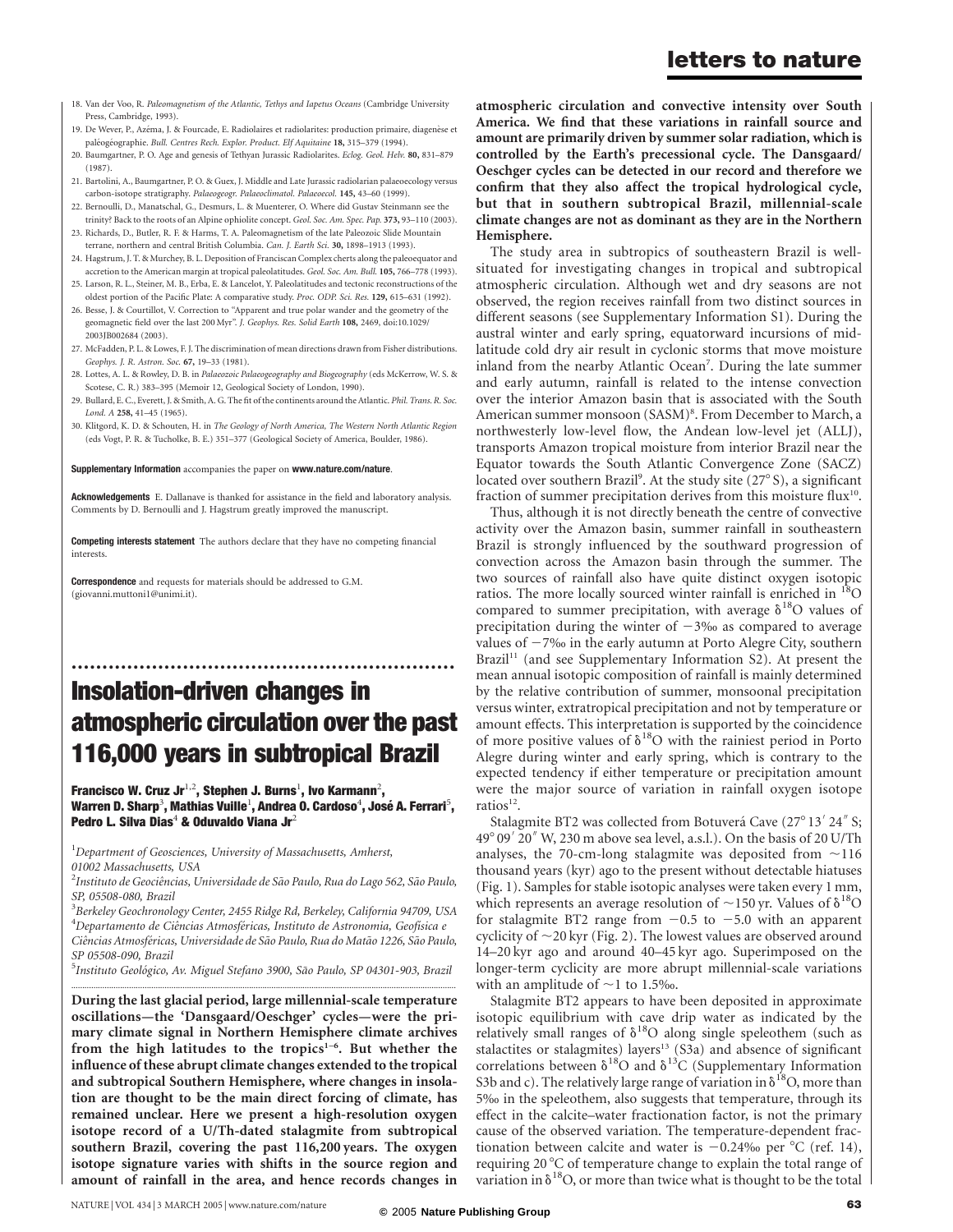18. Van der Voo, R. *Paleomagnetism of the Atlantic, Tethys and Iapetus Oceans* (Cambridge University Press, Cambridge, 1993).
19. De Wever, P., Azéma, J. & Fourcade, E. Radiolaires et radiolarites: production primaire, diagenèse et paléogéographie. *Bull. Centres Rech. Explor. Product. Elf Aquitaine* **18,** 315–379 (1994).
20. Baumgartner, P. O. Age and genesis of Tethyan Jurassic Radiolarites. *Eclog. Geol. Helv.* **80,** 831–879 (1987).
21. Bartolini, A., Baumgartner, P. O. & Guex, J. Middle and Late Jurassic radiolarian palaeoecology versus carbon-isotope stratigraphy. *Palaeogeogr. Palaeoclimatol. Palaeoecol.* **145,** 43–60 (1999).
22. Bernoulli, D., Manatschal, G., Desmurs, L. & Muenterer, O. Where did Gustav Steinmann see the trinity? Back to the roots of an Alpine ophiolite concept. *Geol. Soc. Am. Spec. Pap.* **373,** 93–110 (2003).
23. Richards, D., Butler, R. F. & Harms, T. A. Paleomagnetism of the late Paleozoic Slide Mountain terrane, northern and central British Columbia. *Can. J. Earth Sci.* **30,** 1898–1913 (1993).
24. Hagstrum, J. T. & Murchey, B. L. Deposition of Franciscan Complex cherts along the paleoequator and accretion to the American margin at tropical paleolatitudes. *Geol. Soc. Am. Bull.* **105,** 766–778 (1993).
25. Larson, R. L., Steiner, M. B., Erba, E. & Lancelot, Y. Paleolatitudes and tectonic reconstructions of the oldest portion of the Pacific Plate: A comparative study. *Proc. ODP. Sci. Res.* **129,** 615–631 (1992).
26. Besse, J. & Courtillot, V. Correction to "Apparent and true polar wander and the geometry of the geomagnetic field over the last 200 Myr". *J. Geophys. Res. Solid Earth* **108,** 2469, doi:10.1029/2003JB002684 (2003).
27. McFadden, P. L. & Lowes, F. J. The discrimination of mean directions drawn from Fisher distributions. *Geophys. J. R. Astron. Soc.* **67,** 19–33 (1981).
28. Lottes, A. L. & Rowley, D. B. in *Palaeozoic Palaeogeography and Biogeography* (eds McKerrow, W. S. & Scotese, C. R.) 383–395 (Memoir 12, Geological Society of London, 1990).
29. Bullard, E. C., Everett, J. & Smith, A. G. The fit of the continents around the Atlantic. *Phil. Trans. R. Soc. Lond. A* **258,** 41–45 (1965).
30. Klitgord, K. D. & Schouten, H. in *The Geology of North America, The Western North Atlantic Region* (eds Vogt, P. R. & Tucholke, B. E.) 351–377 (Geological Society of America, Boulder, 1986).

**Supplementary Information** accompanies the paper on **www.nature.com/nature**.

**Acknowledgements** E. Dallanave is thanked for assistance in the field and laboratory analysis. Comments by D. Bernoulli and J. Hagstrum greatly improved the manuscript.

**Competing interests statement** The authors declare that they have no competing financial interests.

**Correspondence** and requests for materials should be addressed to G.M. (giovanni.muttoni1@unimi.it).

# Insolation-driven changes in atmospheric circulation over the past 116,000 years in subtropical Brazil

**Francisco W. Cruz Jr[1,2], Stephen J. Burns[1], Ivo Karmann[2], Warren D. Sharp[3], Mathias Vuille[1], Andrea O. Cardoso[4], José A. Ferrari[5], Pedro L. Silva Dias[4] & Oduvaldo Viana Jr[2]**

[1]*Department of Geosciences, University of Massachusetts, Amherst, 01002 Massachusetts, USA*
[2]*Instituto de Geociências, Universidade de São Paulo, Rua do Lago 562, São Paulo, SP, 05508-080, Brazil*
[3]*Berkeley Geochronology Center, 2455 Ridge Rd, Berkeley, California 94709, USA*
[4]*Departamento de Ciências Atmosféricas, Instituto de Astronomia, Geofísica e Ciências Atmosféricas, Universidade de São Paulo, Rua do Matão 1226, São Paulo, SP 05508-090, Brazil*
[5]*Instituto Geológico, Av. Miguel Stefano 3900, São Paulo, SP 04301-903, Brazil*

**During the last glacial period, large millennial-scale temperature oscillations—the 'Dansgaard/Oeschger' cycles—were the primary climate signal in Northern Hemisphere climate archives from the high latitudes to the tropics[1–6]. But whether the influence of these abrupt climate changes extended to the tropical and subtropical Southern Hemisphere, where changes in insolation are thought to be the main direct forcing of climate, has remained unclear. Here we present a high-resolution oxygen isotope record of a U/Th-dated stalagmite from subtropical southern Brazil, covering the past 116,200 years. The oxygen isotope signature varies with shifts in the source region and amount of rainfall in the area, and hence records changes in atmospheric circulation and convective intensity over South America. We find that these variations in rainfall source and amount are primarily driven by summer solar radiation, which is controlled by the Earth's precessional cycle. The Dansgaard/Oeschger cycles can be detected in our record and therefore we confirm that they also affect the tropical hydrological cycle, but that in southern subtropical Brazil, millennial-scale climate changes are not as dominant as they are in the Northern Hemisphere.**

The study area in subtropics of southeastern Brazil is well-situated for investigating changes in tropical and subtropical atmospheric circulation. Although wet and dry seasons are not observed, the region receives rainfall from two distinct sources in different seasons (see Supplementary Information S1). During the austral winter and early spring, equatorward incursions of mid-latitude cold dry air result in cyclonic storms that move moisture inland from the nearby Atlantic Ocean[7]. During the late summer and early autumn, rainfall is related to the intense convection over the interior Amazon basin that is associated with the South American summer monsoon (SASM)[8]. From December to March, a northwesterly low-level flow, the Andean low-level jet (ALLJ), transports Amazon tropical moisture from interior Brazil near the Equator towards the South Atlantic Convergence Zone (SACZ) located over southern Brazil[9]. At the study site (27° S), a significant fraction of summer precipitation derives from this moisture flux[10].

Thus, although it is not directly beneath the centre of convective activity over the Amazon basin, summer rainfall in southeastern Brazil is strongly influenced by the southward progression of convection across the Amazon basin through the summer. The two sources of rainfall also have quite distinct oxygen isotopic ratios. The more locally sourced winter rainfall is enriched in $^{18}O$ compared to summer precipitation, with average $\delta^{18}O$ values of precipitation during the winter of −3‰ as compared to average values of −7‰ in the early autumn at Porto Alegre City, southern Brazil[11] (and see Supplementary Information S2). At present the mean annual isotopic composition of rainfall is mainly determined by the relative contribution of summer, monsoonal precipitation versus winter, extratropical precipitation and not by temperature or amount effects. This interpretation is supported by the coincidence of more positive values of $\delta^{18}O$ with the rainiest period in Porto Alegre during winter and early spring, which is contrary to the expected tendency if either temperature or precipitation amount were the major source of variation in rainfall oxygen isotope ratios[12].

Stalagmite BT2 was collected from Botuverá Cave (27° 13′ 24″ S; 49° 09′ 20″ W, 230 m above sea level, a.s.l.). On the basis of 20 U/Th analyses, the 70-cm-long stalagmite was deposited from ~116 thousand years (kyr) ago to the present without detectable hiatuses (Fig. 1). Samples for stable isotopic analyses were taken every 1 mm, which represents an average resolution of ~150 yr. Values of $\delta^{18}O$ for stalagmite BT2 range from −0.5 to −5.0 with an apparent cyclicity of ~20 kyr (Fig. 2). The lowest values are observed around 14–20 kyr ago and around 40–45 kyr ago. Superimposed on the longer-term cyclicity are more abrupt millennial-scale variations with an amplitude of ~1 to 1.5‰.

Stalagmite BT2 appears to have been deposited in approximate isotopic equilibrium with cave drip water as indicated by the relatively small ranges of $\delta^{18}O$ along single speleothem (such as stalactites or stalagmites) layers[13] (S3a) and absence of significant correlations between $\delta^{18}O$ and $\delta^{13}C$ (Supplementary Information S3b and c). The relatively large range of variation in $\delta^{18}O$, more than 5‰ in the speleothem, also suggests that temperature, through its effect in the calcite–water fractionation factor, is not the primary cause of the observed variation. The temperature-dependent fractionation between calcite and water is −0.24‰ per °C (ref. 14), requiring 20 °C of temperature change to explain the total range of variation in $\delta^{18}O$, or more than twice what is thought to be the total